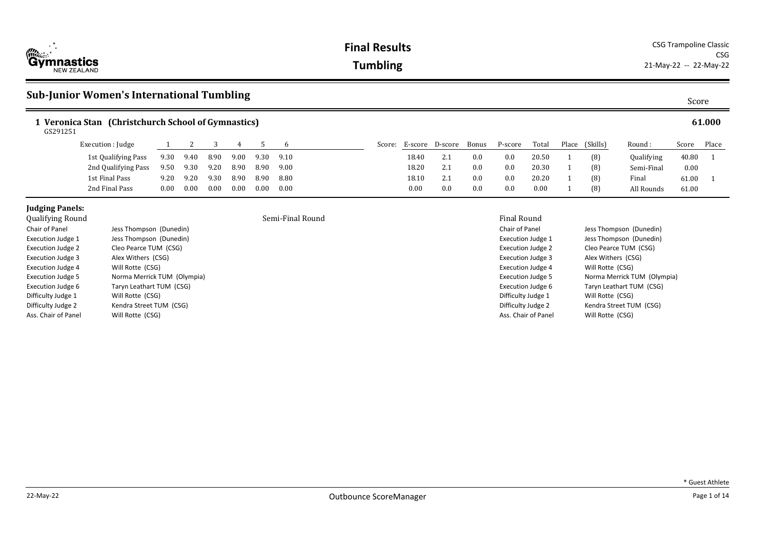# Final Results

## Tumbling

CSG Trampoline Classic
CSG
21-May-22 -- 22-May-22

## Sub-Junior Women's International Tumbling

Score

### 1 Veronica Stan (Christchurch School of Gymnastics) — 61.000

GS291251

| Execution : Judge | 1 | 2 | 3 | 4 | 5 | 6 | Score: E-score | D-score | Bonus | P-score | Total | Place | (Skills) | Round : | Score | Place |
|---|---|---|---|---|---|---|---|---|---|---|---|---|---|---|---|---|
| 1st Qualifying Pass | 9.30 | 9.40 | 8.90 | 9.00 | 9.30 | 9.10 | 18.40 | 2.1 | 0.0 | 0.0 | 20.50 | 1 | (8) | Qualifying | 40.80 | 1 |
| 2nd Qualifying Pass | 9.50 | 9.30 | 9.20 | 8.90 | 8.90 | 9.00 | 18.20 | 2.1 | 0.0 | 0.0 | 20.30 | 1 | (8) | Semi-Final | 0.00 | |
| 1st Final Pass | 9.20 | 9.20 | 9.30 | 8.90 | 8.90 | 8.80 | 18.10 | 2.1 | 0.0 | 0.0 | 20.20 | 1 | (8) | Final | 61.00 | 1 |
| 2nd Final Pass | 0.00 | 0.00 | 0.00 | 0.00 | 0.00 | 0.00 | 0.00 | 0.0 | 0.0 | 0.0 | 0.00 | 1 | (8) | All Rounds | 61.00 | |

### Judging Panels:

**Qualifying Round**

| Role | Judge |
|---|---|
| Chair of Panel | Jess Thompson (Dunedin) |
| Execution Judge 1 | Jess Thompson (Dunedin) |
| Execution Judge 2 | Cleo Pearce TUM (CSG) |
| Execution Judge 3 | Alex Withers (CSG) |
| Execution Judge 4 | Will Rotte (CSG) |
| Execution Judge 5 | Norma Merrick TUM (Olympia) |
| Execution Judge 6 | Taryn Leathart TUM (CSG) |
| Difficulty Judge 1 | Will Rotte (CSG) |
| Difficulty Judge 2 | Kendra Street TUM (CSG) |
| Ass. Chair of Panel | Will Rotte (CSG) |

**Semi-Final Round**

**Final Round**

| Role | Judge |
|---|---|
| Chair of Panel | Jess Thompson (Dunedin) |
| Execution Judge 1 | Jess Thompson (Dunedin) |
| Execution Judge 2 | Cleo Pearce TUM (CSG) |
| Execution Judge 3 | Alex Withers (CSG) |
| Execution Judge 4 | Will Rotte (CSG) |
| Execution Judge 5 | Norma Merrick TUM (Olympia) |
| Execution Judge 6 | Taryn Leathart TUM (CSG) |
| Difficulty Judge 1 | Will Rotte (CSG) |
| Difficulty Judge 2 | Kendra Street TUM (CSG) |
| Ass. Chair of Panel | Will Rotte (CSG) |

* Guest Athlete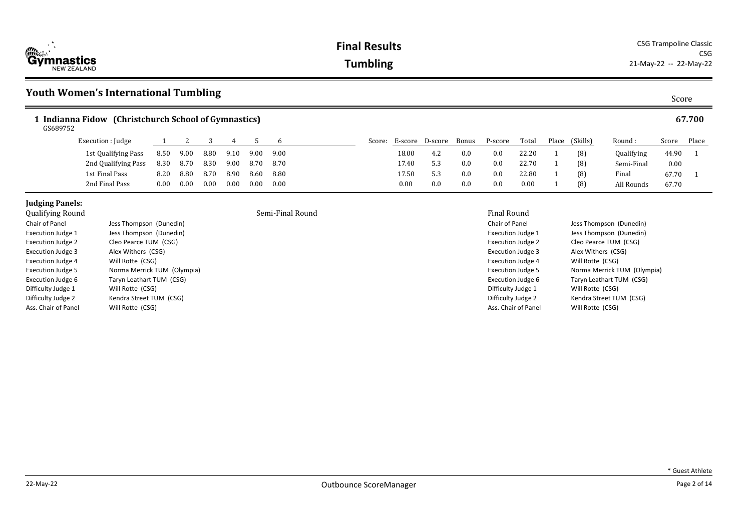# Final Results

## Tumbling

CSG Trampoline Classic
CSG
21-May-22 -- 22-May-22

## Youth Women's International Tumbling

Score

### 1 Indianna Fidow (Christchurch School of Gymnastics) — 67.700

GS689752

| Execution : Judge | 1 | 2 | 3 | 4 | 5 | 6 | Score: | E-score | D-score | Bonus | P-score | Total | Place | (Skills) | Round : | Score | Place |
|---|---|---|---|---|---|---|---|---|---|---|---|---|---|---|---|---|---|
| 1st Qualifying Pass | 8.50 | 9.00 | 8.80 | 9.10 | 9.00 | 9.00 | | 18.00 | 4.2 | 0.0 | 0.0 | 22.20 | 1 | (8) | Qualifying | 44.90 | 1 |
| 2nd Qualifying Pass | 8.30 | 8.70 | 8.30 | 9.00 | 8.70 | 8.70 | | 17.40 | 5.3 | 0.0 | 0.0 | 22.70 | 1 | (8) | Semi-Final | 0.00 | |
| 1st Final Pass | 8.20 | 8.80 | 8.70 | 8.90 | 8.60 | 8.80 | | 17.50 | 5.3 | 0.0 | 0.0 | 22.80 | 1 | (8) | Final | 67.70 | 1 |
| 2nd Final Pass | 0.00 | 0.00 | 0.00 | 0.00 | 0.00 | 0.00 | | 0.00 | 0.0 | 0.0 | 0.0 | 0.00 | 1 | (8) | All Rounds | 67.70 | |

**Judging Panels:**

**Qualifying Round**

| Role | Judge |
|---|---|
| Chair of Panel | Jess Thompson (Dunedin) |
| Execution Judge 1 | Jess Thompson (Dunedin) |
| Execution Judge 2 | Cleo Pearce TUM (CSG) |
| Execution Judge 3 | Alex Withers (CSG) |
| Execution Judge 4 | Will Rotte (CSG) |
| Execution Judge 5 | Norma Merrick TUM (Olympia) |
| Execution Judge 6 | Taryn Leathart TUM (CSG) |
| Difficulty Judge 1 | Will Rotte (CSG) |
| Difficulty Judge 2 | Kendra Street TUM (CSG) |
| Ass. Chair of Panel | Will Rotte (CSG) |

**Semi-Final Round**

**Final Round**

| Role | Judge |
|---|---|
| Chair of Panel | Jess Thompson (Dunedin) |
| Execution Judge 1 | Jess Thompson (Dunedin) |
| Execution Judge 2 | Cleo Pearce TUM (CSG) |
| Execution Judge 3 | Alex Withers (CSG) |
| Execution Judge 4 | Will Rotte (CSG) |
| Execution Judge 5 | Norma Merrick TUM (Olympia) |
| Execution Judge 6 | Taryn Leathart TUM (CSG) |
| Difficulty Judge 1 | Will Rotte (CSG) |
| Difficulty Judge 2 | Kendra Street TUM (CSG) |
| Ass. Chair of Panel | Will Rotte (CSG) |

* Guest Athlete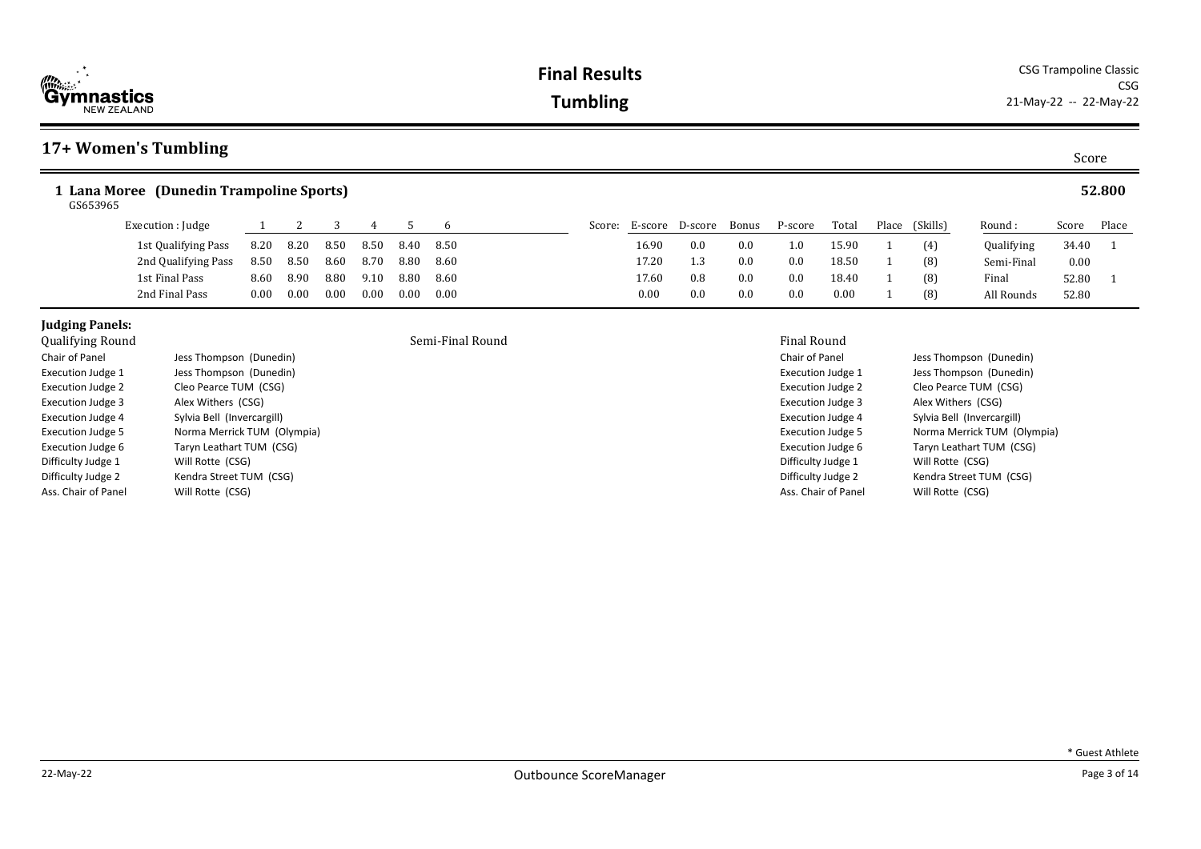# Final Results

# Tumbling

CSG Trampoline Classic
CSG
21-May-22 -- 22-May-22

## 17+ Women's Tumbling

Score

### 1 Lana Moree (Dunedin Trampoline Sports) — 52.800

GS653965

| Execution : Judge | 1 | 2 | 3 | 4 | 5 | 6 | Score: | E-score | D-score | Bonus | P-score | Total | Place | (Skills) | Round : | Score | Place |
|---|---|---|---|---|---|---|---|---|---|---|---|---|---|---|---|---|---|
| 1st Qualifying Pass | 8.20 | 8.20 | 8.50 | 8.50 | 8.40 | 8.50 | | 16.90 | 0.0 | 0.0 | 1.0 | 15.90 | 1 | (4) | Qualifying | 34.40 | 1 |
| 2nd Qualifying Pass | 8.50 | 8.50 | 8.60 | 8.70 | 8.80 | 8.60 | | 17.20 | 1.3 | 0.0 | 0.0 | 18.50 | 1 | (8) | Semi-Final | 0.00 | |
| 1st Final Pass | 8.60 | 8.90 | 8.80 | 9.10 | 8.80 | 8.60 | | 17.60 | 0.8 | 0.0 | 0.0 | 18.40 | 1 | (8) | Final | 52.80 | 1 |
| 2nd Final Pass | 0.00 | 0.00 | 0.00 | 0.00 | 0.00 | 0.00 | | 0.00 | 0.0 | 0.0 | 0.0 | 0.00 | 1 | (8) | All Rounds | 52.80 | |

**Judging Panels:**

**Qualifying Round**

| Role | Judge |
|---|---|
| Chair of Panel | Jess Thompson (Dunedin) |
| Execution Judge 1 | Jess Thompson (Dunedin) |
| Execution Judge 2 | Cleo Pearce TUM (CSG) |
| Execution Judge 3 | Alex Withers (CSG) |
| Execution Judge 4 | Sylvia Bell (Invercargill) |
| Execution Judge 5 | Norma Merrick TUM (Olympia) |
| Execution Judge 6 | Taryn Leathart TUM (CSG) |
| Difficulty Judge 1 | Will Rotte (CSG) |
| Difficulty Judge 2 | Kendra Street TUM (CSG) |
| Ass. Chair of Panel | Will Rotte (CSG) |

**Semi-Final Round**

**Final Round**

| Role | Judge |
|---|---|
| Chair of Panel | Jess Thompson (Dunedin) |
| Execution Judge 1 | Jess Thompson (Dunedin) |
| Execution Judge 2 | Cleo Pearce TUM (CSG) |
| Execution Judge 3 | Alex Withers (CSG) |
| Execution Judge 4 | Sylvia Bell (Invercargill) |
| Execution Judge 5 | Norma Merrick TUM (Olympia) |
| Execution Judge 6 | Taryn Leathart TUM (CSG) |
| Difficulty Judge 1 | Will Rotte (CSG) |
| Difficulty Judge 2 | Kendra Street TUM (CSG) |
| Ass. Chair of Panel | Will Rotte (CSG) |

\* Guest Athlete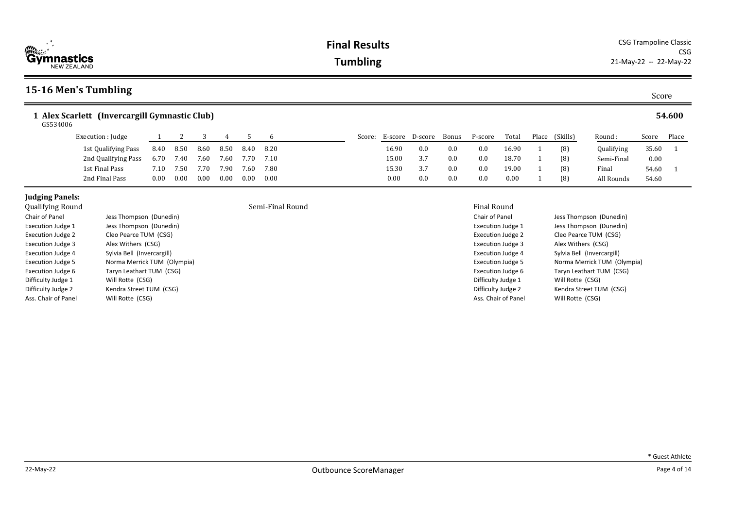# Final Results

## Tumbling

CSG Trampoline Classic
CSG
21-May-22 -- 22-May-22

## 15-16 Men's Tumbling

Score

### 1 Alex Scarlett (Invercargill Gymnastic Club) — 54.600

GS534006

| Execution : Judge | 1 | 2 | 3 | 4 | 5 | 6 | Score: E-score | D-score | Bonus | P-score | Total | Place | (Skills) | Round : | Score | Place |
|---|---|---|---|---|---|---|---|---|---|---|---|---|---|---|---|---|
| 1st Qualifying Pass | 8.40 | 8.50 | 8.60 | 8.50 | 8.40 | 8.20 | 16.90 | 0.0 | 0.0 | 0.0 | 16.90 | 1 | (8) | Qualifying | 35.60 | 1 |
| 2nd Qualifying Pass | 6.70 | 7.40 | 7.60 | 7.60 | 7.70 | 7.10 | 15.00 | 3.7 | 0.0 | 0.0 | 18.70 | 1 | (8) | Semi-Final | 0.00 | |
| 1st Final Pass | 7.10 | 7.50 | 7.70 | 7.90 | 7.60 | 7.80 | 15.30 | 3.7 | 0.0 | 0.0 | 19.00 | 1 | (8) | Final | 54.60 | 1 |
| 2nd Final Pass | 0.00 | 0.00 | 0.00 | 0.00 | 0.00 | 0.00 | 0.00 | 0.0 | 0.0 | 0.0 | 0.00 | 1 | (8) | All Rounds | 54.60 | |

### Judging Panels:

**Qualifying Round**

| Role | Name |
|---|---|
| Chair of Panel | Jess Thompson (Dunedin) |
| Execution Judge 1 | Jess Thompson (Dunedin) |
| Execution Judge 2 | Cleo Pearce TUM (CSG) |
| Execution Judge 3 | Alex Withers (CSG) |
| Execution Judge 4 | Sylvia Bell (Invercargill) |
| Execution Judge 5 | Norma Merrick TUM (Olympia) |
| Execution Judge 6 | Taryn Leathart TUM (CSG) |
| Difficulty Judge 1 | Will Rotte (CSG) |
| Difficulty Judge 2 | Kendra Street TUM (CSG) |
| Ass. Chair of Panel | Will Rotte (CSG) |

**Semi-Final Round**

**Final Round**

| Role | Name |
|---|---|
| Chair of Panel | Jess Thompson (Dunedin) |
| Execution Judge 1 | Jess Thompson (Dunedin) |
| Execution Judge 2 | Cleo Pearce TUM (CSG) |
| Execution Judge 3 | Alex Withers (CSG) |
| Execution Judge 4 | Sylvia Bell (Invercargill) |
| Execution Judge 5 | Norma Merrick TUM (Olympia) |
| Execution Judge 6 | Taryn Leathart TUM (CSG) |
| Difficulty Judge 1 | Will Rotte (CSG) |
| Difficulty Judge 2 | Kendra Street TUM (CSG) |
| Ass. Chair of Panel | Will Rotte (CSG) |

\* Guest Athlete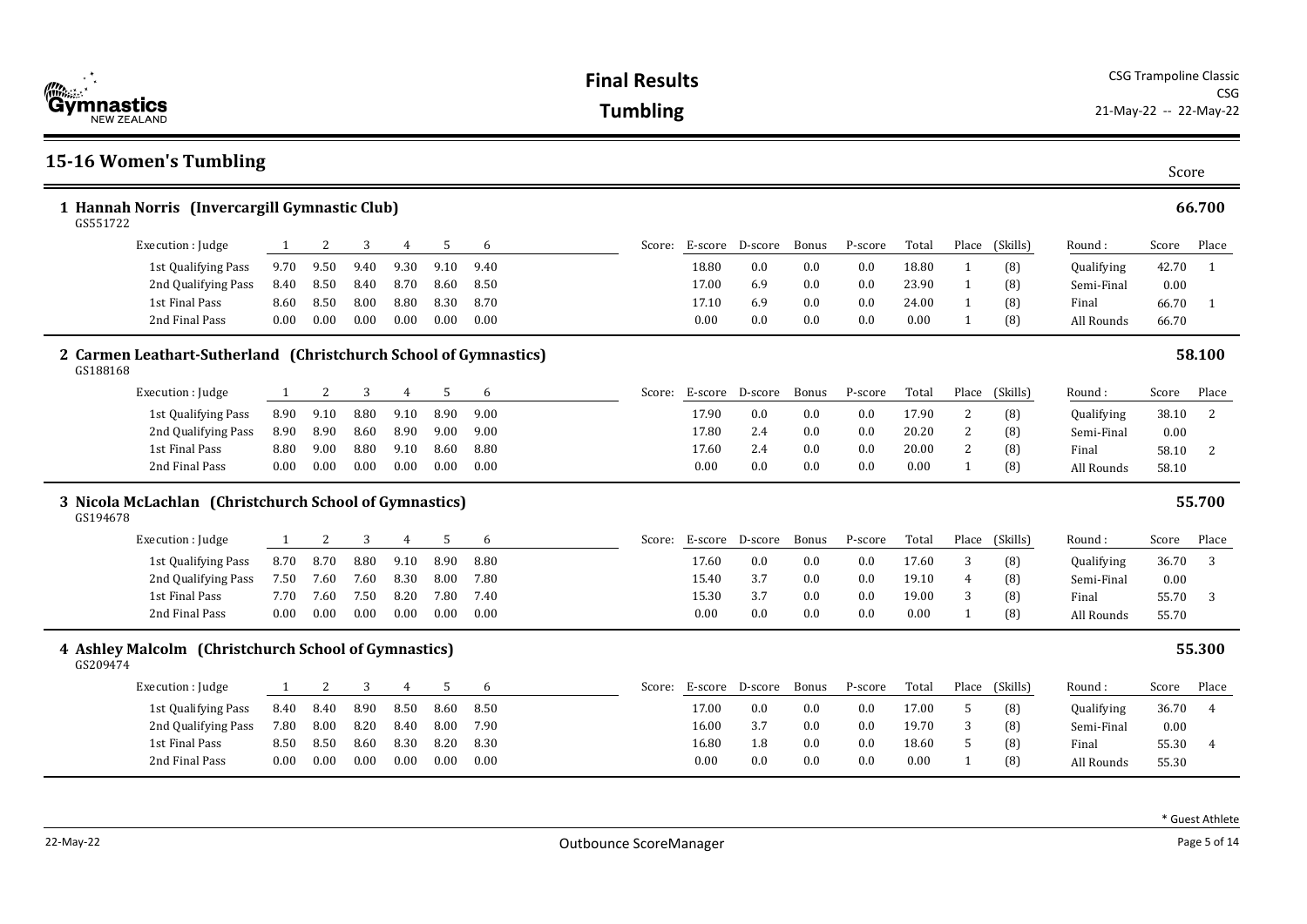# Final Results

## Tumbling

CSG Trampoline Classic
CSG
21-May-22 -- 22-May-22

## 15-16 Women's Tumbling

Score

### 1 Hannah Norris (Invercargill Gymnastic Club) — 66.700

GS551722

| Execution : Judge | 1 | 2 | 3 | 4 | 5 | 6 | Score: E-score | D-score | Bonus | P-score | Total | Place | (Skills) | Round : | Score | Place |
|---|---|---|---|---|---|---|---|---|---|---|---|---|---|---|---|---|
| 1st Qualifying Pass | 9.70 | 9.50 | 9.40 | 9.30 | 9.10 | 9.40 | 18.80 | 0.0 | 0.0 | 0.0 | 18.80 | 1 | (8) | Qualifying | 42.70 | 1 |
| 2nd Qualifying Pass | 8.40 | 8.50 | 8.40 | 8.70 | 8.60 | 8.50 | 17.00 | 6.9 | 0.0 | 0.0 | 23.90 | 1 | (8) | Semi-Final | 0.00 | |
| 1st Final Pass | 8.60 | 8.50 | 8.00 | 8.80 | 8.30 | 8.70 | 17.10 | 6.9 | 0.0 | 0.0 | 24.00 | 1 | (8) | Final | 66.70 | 1 |
| 2nd Final Pass | 0.00 | 0.00 | 0.00 | 0.00 | 0.00 | 0.00 | 0.00 | 0.0 | 0.0 | 0.0 | 0.00 | 1 | (8) | All Rounds | 66.70 | |

### 2 Carmen Leathart-Sutherland (Christchurch School of Gymnastics) — 58.100

GS188168

| Execution : Judge | 1 | 2 | 3 | 4 | 5 | 6 | Score: E-score | D-score | Bonus | P-score | Total | Place | (Skills) | Round : | Score | Place |
|---|---|---|---|---|---|---|---|---|---|---|---|---|---|---|---|---|
| 1st Qualifying Pass | 8.90 | 9.10 | 8.80 | 9.10 | 8.90 | 9.00 | 17.90 | 0.0 | 0.0 | 0.0 | 17.90 | 2 | (8) | Qualifying | 38.10 | 2 |
| 2nd Qualifying Pass | 8.90 | 8.90 | 8.60 | 8.90 | 9.00 | 9.00 | 17.80 | 2.4 | 0.0 | 0.0 | 20.20 | 2 | (8) | Semi-Final | 0.00 | |
| 1st Final Pass | 8.80 | 9.00 | 8.80 | 9.10 | 8.60 | 8.80 | 17.60 | 2.4 | 0.0 | 0.0 | 20.00 | 2 | (8) | Final | 58.10 | 2 |
| 2nd Final Pass | 0.00 | 0.00 | 0.00 | 0.00 | 0.00 | 0.00 | 0.00 | 0.0 | 0.0 | 0.0 | 0.00 | 1 | (8) | All Rounds | 58.10 | |

### 3 Nicola McLachlan (Christchurch School of Gymnastics) — 55.700

GS194678

| Execution : Judge | 1 | 2 | 3 | 4 | 5 | 6 | Score: E-score | D-score | Bonus | P-score | Total | Place | (Skills) | Round : | Score | Place |
|---|---|---|---|---|---|---|---|---|---|---|---|---|---|---|---|---|
| 1st Qualifying Pass | 8.70 | 8.70 | 8.80 | 9.10 | 8.90 | 8.80 | 17.60 | 0.0 | 0.0 | 0.0 | 17.60 | 3 | (8) | Qualifying | 36.70 | 3 |
| 2nd Qualifying Pass | 7.50 | 7.60 | 7.60 | 8.30 | 8.00 | 7.80 | 15.40 | 3.7 | 0.0 | 0.0 | 19.10 | 4 | (8) | Semi-Final | 0.00 | |
| 1st Final Pass | 7.70 | 7.60 | 7.50 | 8.20 | 7.80 | 7.40 | 15.30 | 3.7 | 0.0 | 0.0 | 19.00 | 3 | (8) | Final | 55.70 | 3 |
| 2nd Final Pass | 0.00 | 0.00 | 0.00 | 0.00 | 0.00 | 0.00 | 0.00 | 0.0 | 0.0 | 0.0 | 0.00 | 1 | (8) | All Rounds | 55.70 | |

### 4 Ashley Malcolm (Christchurch School of Gymnastics) — 55.300

GS209474

| Execution : Judge | 1 | 2 | 3 | 4 | 5 | 6 | Score: E-score | D-score | Bonus | P-score | Total | Place | (Skills) | Round : | Score | Place |
|---|---|---|---|---|---|---|---|---|---|---|---|---|---|---|---|---|
| 1st Qualifying Pass | 8.40 | 8.40 | 8.90 | 8.50 | 8.60 | 8.50 | 17.00 | 0.0 | 0.0 | 0.0 | 17.00 | 5 | (8) | Qualifying | 36.70 | 4 |
| 2nd Qualifying Pass | 7.80 | 8.00 | 8.20 | 8.40 | 8.00 | 7.90 | 16.00 | 3.7 | 0.0 | 0.0 | 19.70 | 3 | (8) | Semi-Final | 0.00 | |
| 1st Final Pass | 8.50 | 8.50 | 8.60 | 8.30 | 8.20 | 8.30 | 16.80 | 1.8 | 0.0 | 0.0 | 18.60 | 5 | (8) | Final | 55.30 | 4 |
| 2nd Final Pass | 0.00 | 0.00 | 0.00 | 0.00 | 0.00 | 0.00 | 0.00 | 0.0 | 0.0 | 0.0 | 0.00 | 1 | (8) | All Rounds | 55.30 | |

\* Guest Athlete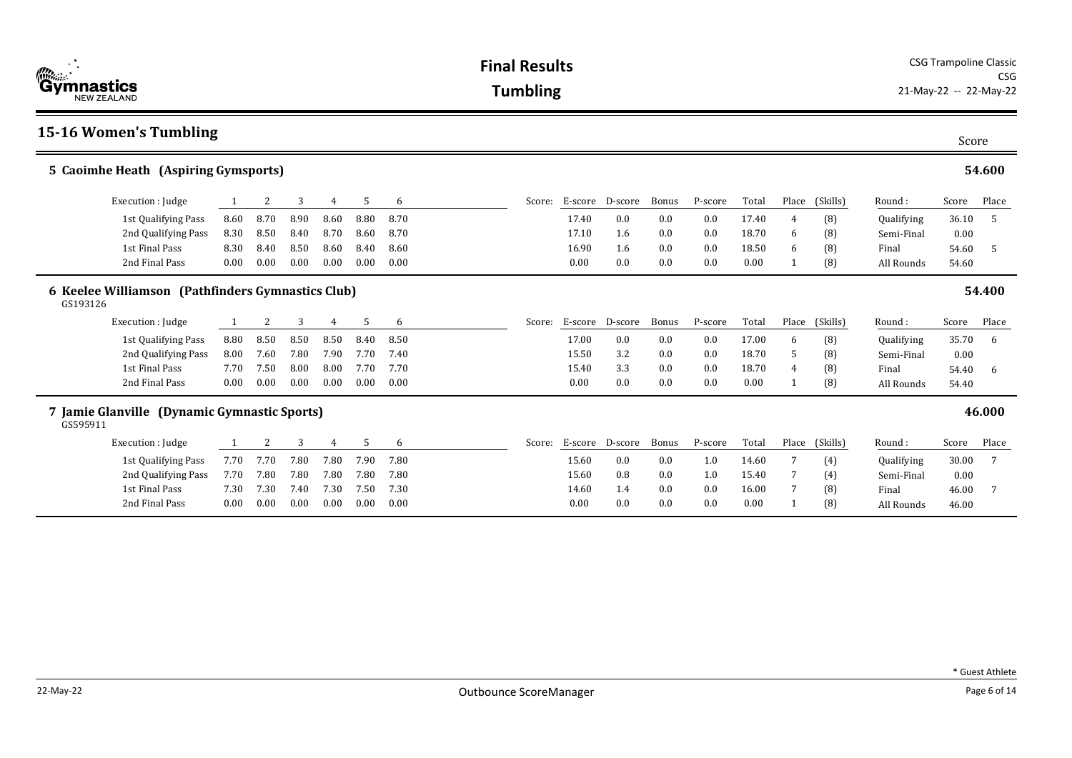# Final Results

# Tumbling

CSG Trampoline Classic
CSG
21-May-22 -- 22-May-22

## 15-16 Women's Tumbling

Score

### 5 Caoimhe Heath (Aspiring Gymsports) — 54.600

| Execution : Judge | 1 | 2 | 3 | 4 | 5 | 6 | Score: E-score | D-score | Bonus | P-score | Total | Place | (Skills) | Round : | Score | Place |
|---|---|---|---|---|---|---|---|---|---|---|---|---|---|---|---|---|
| 1st Qualifying Pass | 8.60 | 8.70 | 8.90 | 8.60 | 8.80 | 8.70 | 17.40 | 0.0 | 0.0 | 0.0 | 17.40 | 4 | (8) | Qualifying | 36.10 | 5 |
| 2nd Qualifying Pass | 8.30 | 8.50 | 8.40 | 8.70 | 8.60 | 8.70 | 17.10 | 1.6 | 0.0 | 0.0 | 18.70 | 6 | (8) | Semi-Final | 0.00 | |
| 1st Final Pass | 8.30 | 8.40 | 8.50 | 8.60 | 8.40 | 8.60 | 16.90 | 1.6 | 0.0 | 0.0 | 18.50 | 6 | (8) | Final | 54.60 | 5 |
| 2nd Final Pass | 0.00 | 0.00 | 0.00 | 0.00 | 0.00 | 0.00 | 0.00 | 0.0 | 0.0 | 0.0 | 0.00 | 1 | (8) | All Rounds | 54.60 | |

### 6 Keelee Williamson (Pathfinders Gymnastics Club) — 54.400

GS193126

| Execution : Judge | 1 | 2 | 3 | 4 | 5 | 6 | Score: E-score | D-score | Bonus | P-score | Total | Place | (Skills) | Round : | Score | Place |
|---|---|---|---|---|---|---|---|---|---|---|---|---|---|---|---|---|
| 1st Qualifying Pass | 8.80 | 8.50 | 8.50 | 8.50 | 8.40 | 8.50 | 17.00 | 0.0 | 0.0 | 0.0 | 17.00 | 6 | (8) | Qualifying | 35.70 | 6 |
| 2nd Qualifying Pass | 8.00 | 7.60 | 7.80 | 7.90 | 7.70 | 7.40 | 15.50 | 3.2 | 0.0 | 0.0 | 18.70 | 5 | (8) | Semi-Final | 0.00 | |
| 1st Final Pass | 7.70 | 7.50 | 8.00 | 8.00 | 7.70 | 7.70 | 15.40 | 3.3 | 0.0 | 0.0 | 18.70 | 4 | (8) | Final | 54.40 | 6 |
| 2nd Final Pass | 0.00 | 0.00 | 0.00 | 0.00 | 0.00 | 0.00 | 0.00 | 0.0 | 0.0 | 0.0 | 0.00 | 1 | (8) | All Rounds | 54.40 | |

### 7 Jamie Glanville (Dynamic Gymnastic Sports) — 46.000

GS595911

| Execution : Judge | 1 | 2 | 3 | 4 | 5 | 6 | Score: E-score | D-score | Bonus | P-score | Total | Place | (Skills) | Round : | Score | Place |
|---|---|---|---|---|---|---|---|---|---|---|---|---|---|---|---|---|
| 1st Qualifying Pass | 7.70 | 7.70 | 7.80 | 7.80 | 7.90 | 7.80 | 15.60 | 0.0 | 0.0 | 1.0 | 14.60 | 7 | (4) | Qualifying | 30.00 | 7 |
| 2nd Qualifying Pass | 7.70 | 7.80 | 7.80 | 7.80 | 7.80 | 7.80 | 15.60 | 0.8 | 0.0 | 1.0 | 15.40 | 7 | (4) | Semi-Final | 0.00 | |
| 1st Final Pass | 7.30 | 7.30 | 7.40 | 7.30 | 7.50 | 7.30 | 14.60 | 1.4 | 0.0 | 0.0 | 16.00 | 7 | (8) | Final | 46.00 | 7 |
| 2nd Final Pass | 0.00 | 0.00 | 0.00 | 0.00 | 0.00 | 0.00 | 0.00 | 0.0 | 0.0 | 0.0 | 0.00 | 1 | (8) | All Rounds | 46.00 | |

\* Guest Athlete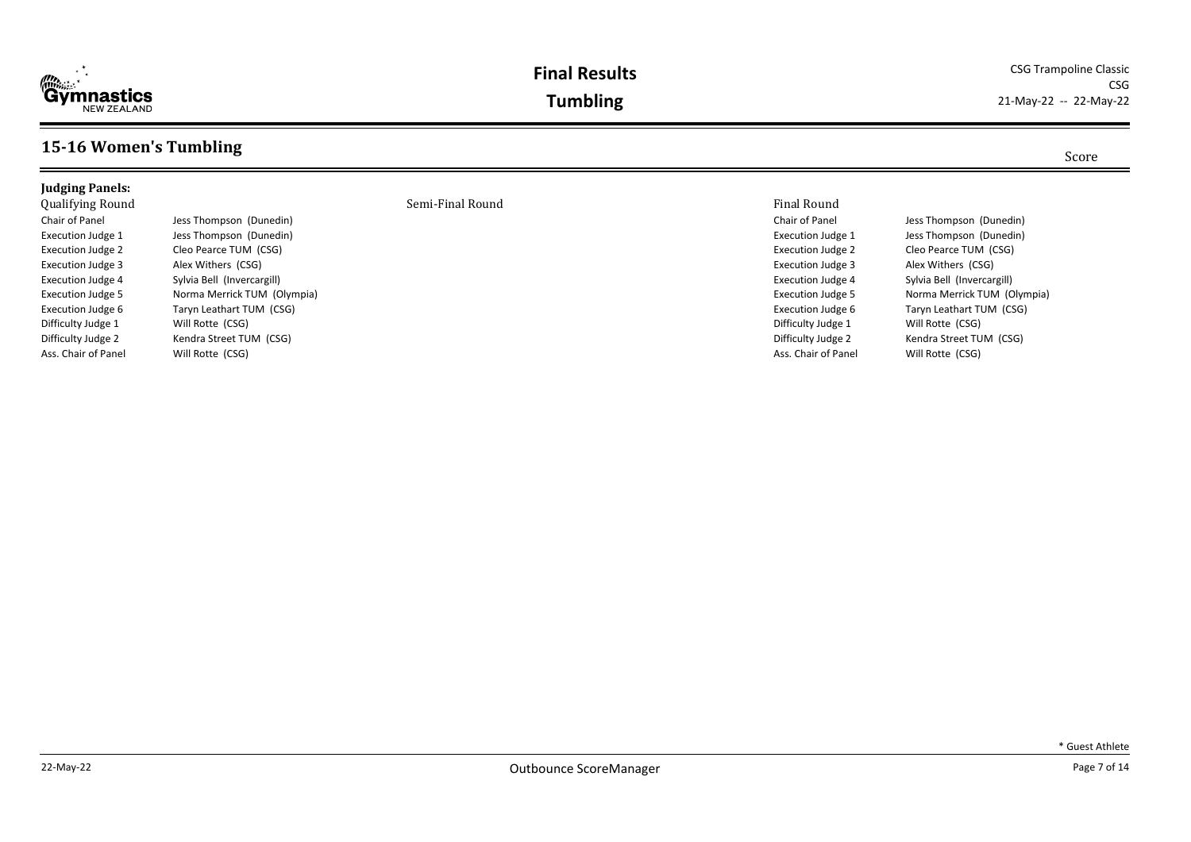## 15-16 Women's Tumbling

Score

**Judging Panels:**

| Qualifying Round | | Semi-Final Round | Final Round | |
|---|---|---|---|---|
| Chair of Panel | Jess Thompson (Dunedin) | | Chair of Panel | Jess Thompson (Dunedin) |
| Execution Judge 1 | Jess Thompson (Dunedin) | | Execution Judge 1 | Jess Thompson (Dunedin) |
| Execution Judge 2 | Cleo Pearce TUM (CSG) | | Execution Judge 2 | Cleo Pearce TUM (CSG) |
| Execution Judge 3 | Alex Withers (CSG) | | Execution Judge 3 | Alex Withers (CSG) |
| Execution Judge 4 | Sylvia Bell (Invercargill) | | Execution Judge 4 | Sylvia Bell (Invercargill) |
| Execution Judge 5 | Norma Merrick TUM (Olympia) | | Execution Judge 5 | Norma Merrick TUM (Olympia) |
| Execution Judge 6 | Taryn Leathart TUM (CSG) | | Execution Judge 6 | Taryn Leathart TUM (CSG) |
| Difficulty Judge 1 | Will Rotte (CSG) | | Difficulty Judge 1 | Will Rotte (CSG) |
| Difficulty Judge 2 | Kendra Street TUM (CSG) | | Difficulty Judge 2 | Kendra Street TUM (CSG) |
| Ass. Chair of Panel | Will Rotte (CSG) | | Ass. Chair of Panel | Will Rotte (CSG) |

\* Guest Athlete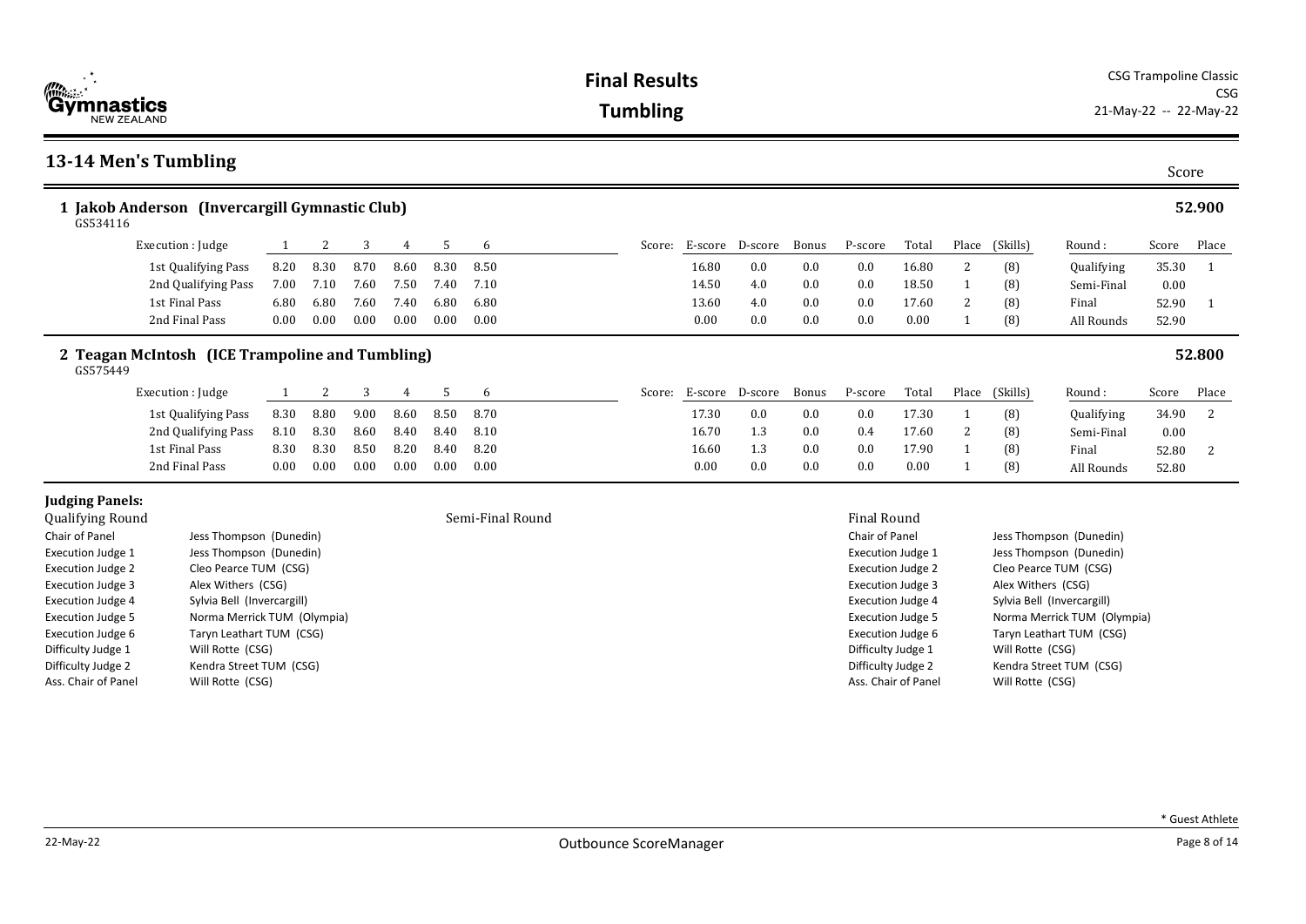# Final Results

## Tumbling

CSG Trampoline Classic
CSG
21-May-22 -- 22-May-22

## 13-14 Men's Tumbling

Score

### 1 Jakob Anderson (Invercargill Gymnastic Club) — 52.900

GS534116

| Execution : Judge | 1 | 2 | 3 | 4 | 5 | 6 | Score: E-score | D-score | Bonus | P-score | Total | Place | (Skills) | Round : | Score | Place |
|---|---|---|---|---|---|---|---|---|---|---|---|---|---|---|---|---|
| 1st Qualifying Pass | 8.20 | 8.30 | 8.70 | 8.60 | 8.30 | 8.50 | 16.80 | 0.0 | 0.0 | 0.0 | 16.80 | 2 | (8) | Qualifying | 35.30 | 1 |
| 2nd Qualifying Pass | 7.00 | 7.10 | 7.60 | 7.50 | 7.40 | 7.10 | 14.50 | 4.0 | 0.0 | 0.0 | 18.50 | 1 | (8) | Semi-Final | 0.00 | |
| 1st Final Pass | 6.80 | 6.80 | 7.60 | 7.40 | 6.80 | 6.80 | 13.60 | 4.0 | 0.0 | 0.0 | 17.60 | 2 | (8) | Final | 52.90 | 1 |
| 2nd Final Pass | 0.00 | 0.00 | 0.00 | 0.00 | 0.00 | 0.00 | 0.00 | 0.0 | 0.0 | 0.0 | 0.00 | 1 | (8) | All Rounds | 52.90 | |

### 2 Teagan McIntosh (ICE Trampoline and Tumbling) — 52.800

GS575449

| Execution : Judge | 1 | 2 | 3 | 4 | 5 | 6 | Score: E-score | D-score | Bonus | P-score | Total | Place | (Skills) | Round : | Score | Place |
|---|---|---|---|---|---|---|---|---|---|---|---|---|---|---|---|---|
| 1st Qualifying Pass | 8.30 | 8.80 | 9.00 | 8.60 | 8.50 | 8.70 | 17.30 | 0.0 | 0.0 | 0.0 | 17.30 | 1 | (8) | Qualifying | 34.90 | 2 |
| 2nd Qualifying Pass | 8.10 | 8.30 | 8.60 | 8.40 | 8.40 | 8.10 | 16.70 | 1.3 | 0.0 | 0.4 | 17.60 | 2 | (8) | Semi-Final | 0.00 | |
| 1st Final Pass | 8.30 | 8.30 | 8.50 | 8.20 | 8.40 | 8.20 | 16.60 | 1.3 | 0.0 | 0.0 | 17.90 | 1 | (8) | Final | 52.80 | 2 |
| 2nd Final Pass | 0.00 | 0.00 | 0.00 | 0.00 | 0.00 | 0.00 | 0.00 | 0.0 | 0.0 | 0.0 | 0.00 | 1 | (8) | All Rounds | 52.80 | |

### Judging Panels:

**Qualifying Round**

| Role | Judge |
|---|---|
| Chair of Panel | Jess Thompson (Dunedin) |
| Execution Judge 1 | Jess Thompson (Dunedin) |
| Execution Judge 2 | Cleo Pearce TUM (CSG) |
| Execution Judge 3 | Alex Withers (CSG) |
| Execution Judge 4 | Sylvia Bell (Invercargill) |
| Execution Judge 5 | Norma Merrick TUM (Olympia) |
| Execution Judge 6 | Taryn Leathart TUM (CSG) |
| Difficulty Judge 1 | Will Rotte (CSG) |
| Difficulty Judge 2 | Kendra Street TUM (CSG) |
| Ass. Chair of Panel | Will Rotte (CSG) |

**Semi-Final Round**

**Final Round**

| Role | Judge |
|---|---|
| Chair of Panel | Jess Thompson (Dunedin) |
| Execution Judge 1 | Jess Thompson (Dunedin) |
| Execution Judge 2 | Cleo Pearce TUM (CSG) |
| Execution Judge 3 | Alex Withers (CSG) |
| Execution Judge 4 | Sylvia Bell (Invercargill) |
| Execution Judge 5 | Norma Merrick TUM (Olympia) |
| Execution Judge 6 | Taryn Leathart TUM (CSG) |
| Difficulty Judge 1 | Will Rotte (CSG) |
| Difficulty Judge 2 | Kendra Street TUM (CSG) |
| Ass. Chair of Panel | Will Rotte (CSG) |

* Guest Athlete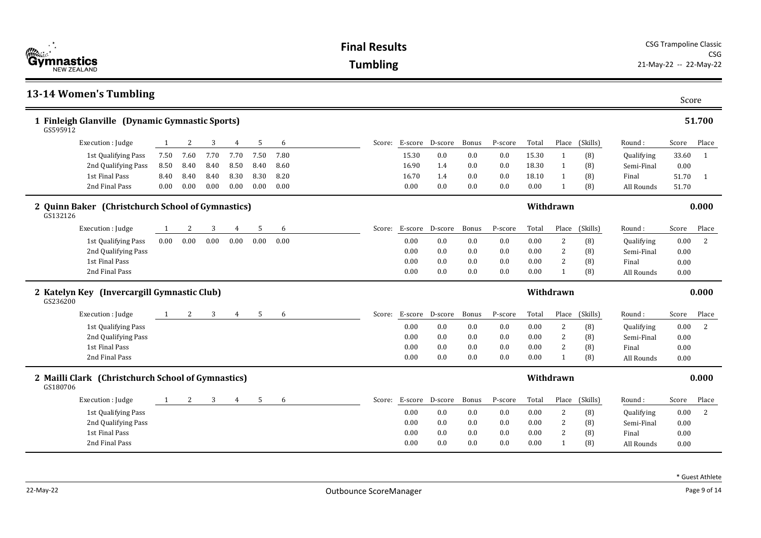# Final Results

## Tumbling

CSG Trampoline Classic
CSG
21-May-22 -- 22-May-22

## 13-14 Women's Tumbling

Score

### 1 Finleigh Glanville (Dynamic Gymnastic Sports) — 51.700

GS595912

| Execution : Judge | 1 | 2 | 3 | 4 | 5 | 6 | Score: E-score | D-score | Bonus | P-score | Total | Place | (Skills) | Round : | Score | Place |
|---|---|---|---|---|---|---|---|---|---|---|---|---|---|---|---|---|
| 1st Qualifying Pass | 7.50 | 7.60 | 7.70 | 7.70 | 7.50 | 7.80 | 15.30 | 0.0 | 0.0 | 0.0 | 15.30 | 1 | (8) | Qualifying | 33.60 | 1 |
| 2nd Qualifying Pass | 8.50 | 8.40 | 8.40 | 8.50 | 8.40 | 8.60 | 16.90 | 1.4 | 0.0 | 0.0 | 18.30 | 1 | (8) | Semi-Final | 0.00 | |
| 1st Final Pass | 8.40 | 8.40 | 8.40 | 8.30 | 8.30 | 8.20 | 16.70 | 1.4 | 0.0 | 0.0 | 18.10 | 1 | (8) | Final | 51.70 | 1 |
| 2nd Final Pass | 0.00 | 0.00 | 0.00 | 0.00 | 0.00 | 0.00 | 0.00 | 0.0 | 0.0 | 0.0 | 0.00 | 1 | (8) | All Rounds | 51.70 | |

### 2 Quinn Baker (Christchurch School of Gymnastics) — Withdrawn — 0.000

GS132126

| Execution : Judge | 1 | 2 | 3 | 4 | 5 | 6 | Score: E-score | D-score | Bonus | P-score | Total | Place | (Skills) | Round : | Score | Place |
|---|---|---|---|---|---|---|---|---|---|---|---|---|---|---|---|---|
| 1st Qualifying Pass | 0.00 | 0.00 | 0.00 | 0.00 | 0.00 | 0.00 | 0.00 | 0.0 | 0.0 | 0.0 | 0.00 | 2 | (8) | Qualifying | 0.00 | 2 |
| 2nd Qualifying Pass | | | | | | | 0.00 | 0.0 | 0.0 | 0.0 | 0.00 | 2 | (8) | Semi-Final | 0.00 | |
| 1st Final Pass | | | | | | | 0.00 | 0.0 | 0.0 | 0.0 | 0.00 | 2 | (8) | Final | 0.00 | |
| 2nd Final Pass | | | | | | | 0.00 | 0.0 | 0.0 | 0.0 | 0.00 | 1 | (8) | All Rounds | 0.00 | |

### 2 Katelyn Key (Invercargill Gymnastic Club) — Withdrawn — 0.000

GS236200

| Execution : Judge | 1 | 2 | 3 | 4 | 5 | 6 | Score: E-score | D-score | Bonus | P-score | Total | Place | (Skills) | Round : | Score | Place |
|---|---|---|---|---|---|---|---|---|---|---|---|---|---|---|---|---|
| 1st Qualifying Pass | | | | | | | 0.00 | 0.0 | 0.0 | 0.0 | 0.00 | 2 | (8) | Qualifying | 0.00 | 2 |
| 2nd Qualifying Pass | | | | | | | 0.00 | 0.0 | 0.0 | 0.0 | 0.00 | 2 | (8) | Semi-Final | 0.00 | |
| 1st Final Pass | | | | | | | 0.00 | 0.0 | 0.0 | 0.0 | 0.00 | 2 | (8) | Final | 0.00 | |
| 2nd Final Pass | | | | | | | 0.00 | 0.0 | 0.0 | 0.0 | 0.00 | 1 | (8) | All Rounds | 0.00 | |

### 2 Mailli Clark (Christchurch School of Gymnastics) — Withdrawn — 0.000

GS180706

| Execution : Judge | 1 | 2 | 3 | 4 | 5 | 6 | Score: E-score | D-score | Bonus | P-score | Total | Place | (Skills) | Round : | Score | Place |
|---|---|---|---|---|---|---|---|---|---|---|---|---|---|---|---|---|
| 1st Qualifying Pass | | | | | | | 0.00 | 0.0 | 0.0 | 0.0 | 0.00 | 2 | (8) | Qualifying | 0.00 | 2 |
| 2nd Qualifying Pass | | | | | | | 0.00 | 0.0 | 0.0 | 0.0 | 0.00 | 2 | (8) | Semi-Final | 0.00 | |
| 1st Final Pass | | | | | | | 0.00 | 0.0 | 0.0 | 0.0 | 0.00 | 2 | (8) | Final | 0.00 | |
| 2nd Final Pass | | | | | | | 0.00 | 0.0 | 0.0 | 0.0 | 0.00 | 1 | (8) | All Rounds | 0.00 | |

* Guest Athlete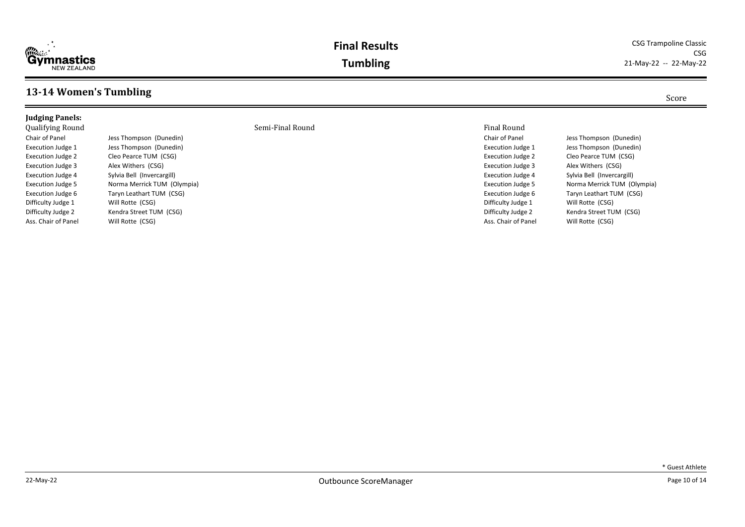# Final Results

## Tumbling

CSG Trampoline Classic
CSG
21-May-22 -- 22-May-22

## 13-14 Women's Tumbling

Score

**Judging Panels:**

| Qualifying Round | | Semi-Final Round | Final Round | |
|---|---|---|---|---|
| Chair of Panel | Jess Thompson (Dunedin) | | Chair of Panel | Jess Thompson (Dunedin) |
| Execution Judge 1 | Jess Thompson (Dunedin) | | Execution Judge 1 | Jess Thompson (Dunedin) |
| Execution Judge 2 | Cleo Pearce TUM (CSG) | | Execution Judge 2 | Cleo Pearce TUM (CSG) |
| Execution Judge 3 | Alex Withers (CSG) | | Execution Judge 3 | Alex Withers (CSG) |
| Execution Judge 4 | Sylvia Bell (Invercargill) | | Execution Judge 4 | Sylvia Bell (Invercargill) |
| Execution Judge 5 | Norma Merrick TUM (Olympia) | | Execution Judge 5 | Norma Merrick TUM (Olympia) |
| Execution Judge 6 | Taryn Leathart TUM (CSG) | | Execution Judge 6 | Taryn Leathart TUM (CSG) |
| Difficulty Judge 1 | Will Rotte (CSG) | | Difficulty Judge 1 | Will Rotte (CSG) |
| Difficulty Judge 2 | Kendra Street TUM (CSG) | | Difficulty Judge 2 | Kendra Street TUM (CSG) |
| Ass. Chair of Panel | Will Rotte (CSG) | | Ass. Chair of Panel | Will Rotte (CSG) |

\* Guest Athlete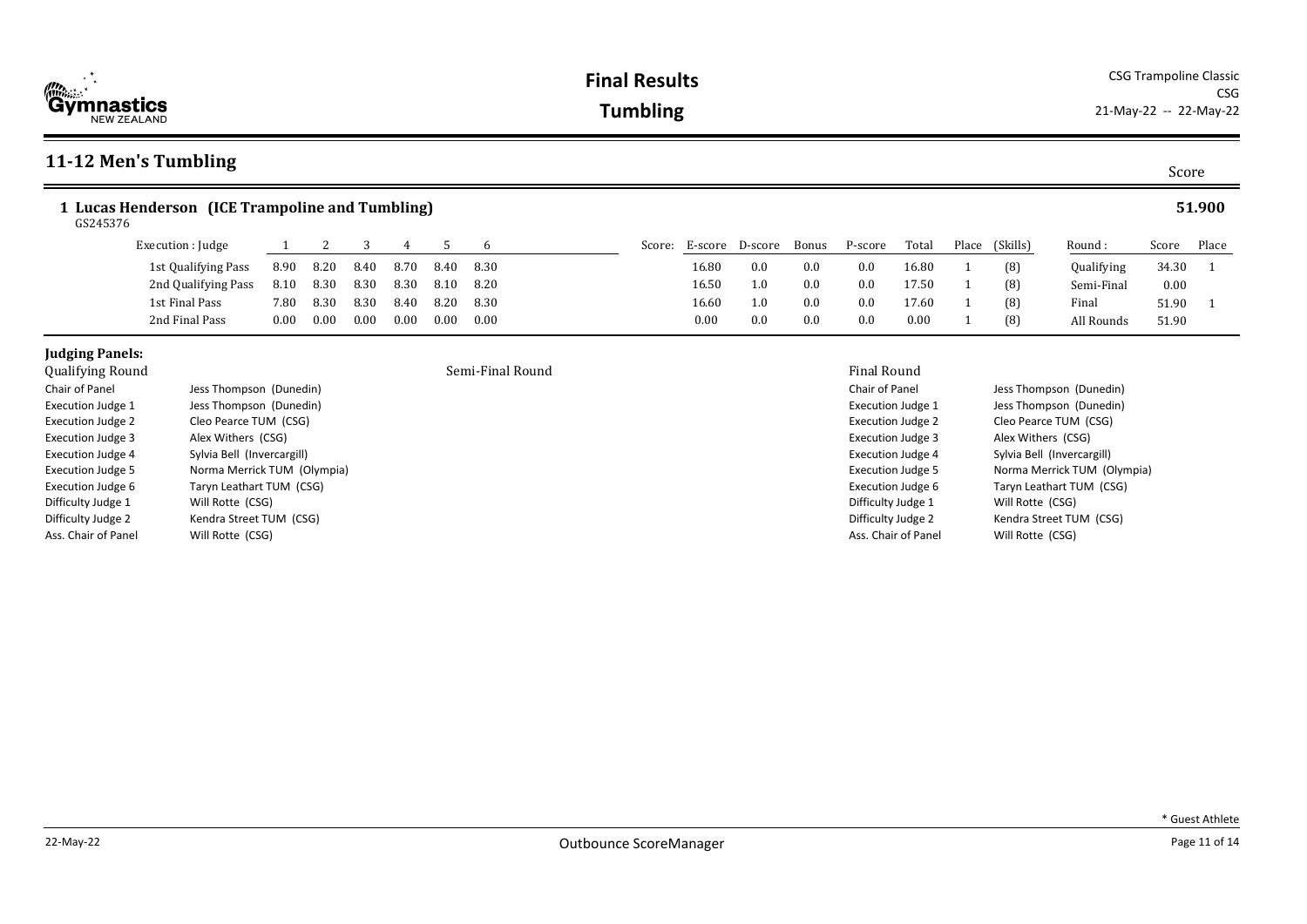# Final Results

# Tumbling

CSG Trampoline Classic
CSG
21-May-22 -- 22-May-22

## 11-12 Men's Tumbling

Score

### 1 Lucas Henderson (ICE Trampoline and Tumbling) — 51.900

GS245376

| Execution : Judge | 1 | 2 | 3 | 4 | 5 | 6 | Score: E-score | D-score | Bonus | P-score | Total | Place | (Skills) | Round : | Score | Place |
|---|---|---|---|---|---|---|---|---|---|---|---|---|---|---|---|---|
| 1st Qualifying Pass | 8.90 | 8.20 | 8.40 | 8.70 | 8.40 | 8.30 | 16.80 | 0.0 | 0.0 | 0.0 | 16.80 | 1 | (8) | Qualifying | 34.30 | 1 |
| 2nd Qualifying Pass | 8.10 | 8.30 | 8.30 | 8.30 | 8.10 | 8.20 | 16.50 | 1.0 | 0.0 | 0.0 | 17.50 | 1 | (8) | Semi-Final | 0.00 | |
| 1st Final Pass | 7.80 | 8.30 | 8.30 | 8.40 | 8.20 | 8.30 | 16.60 | 1.0 | 0.0 | 0.0 | 17.60 | 1 | (8) | Final | 51.90 | 1 |
| 2nd Final Pass | 0.00 | 0.00 | 0.00 | 0.00 | 0.00 | 0.00 | 0.00 | 0.0 | 0.0 | 0.0 | 0.00 | 1 | (8) | All Rounds | 51.90 | |

**Judging Panels:**

**Qualifying Round**

| Role | Judge |
|---|---|
| Chair of Panel | Jess Thompson (Dunedin) |
| Execution Judge 1 | Jess Thompson (Dunedin) |
| Execution Judge 2 | Cleo Pearce TUM (CSG) |
| Execution Judge 3 | Alex Withers (CSG) |
| Execution Judge 4 | Sylvia Bell (Invercargill) |
| Execution Judge 5 | Norma Merrick TUM (Olympia) |
| Execution Judge 6 | Taryn Leathart TUM (CSG) |
| Difficulty Judge 1 | Will Rotte (CSG) |
| Difficulty Judge 2 | Kendra Street TUM (CSG) |
| Ass. Chair of Panel | Will Rotte (CSG) |

**Semi-Final Round**

**Final Round**

| Role | Judge |
|---|---|
| Chair of Panel | Jess Thompson (Dunedin) |
| Execution Judge 1 | Jess Thompson (Dunedin) |
| Execution Judge 2 | Cleo Pearce TUM (CSG) |
| Execution Judge 3 | Alex Withers (CSG) |
| Execution Judge 4 | Sylvia Bell (Invercargill) |
| Execution Judge 5 | Norma Merrick TUM (Olympia) |
| Execution Judge 6 | Taryn Leathart TUM (CSG) |
| Difficulty Judge 1 | Will Rotte (CSG) |
| Difficulty Judge 2 | Kendra Street TUM (CSG) |
| Ass. Chair of Panel | Will Rotte (CSG) |

* Guest Athlete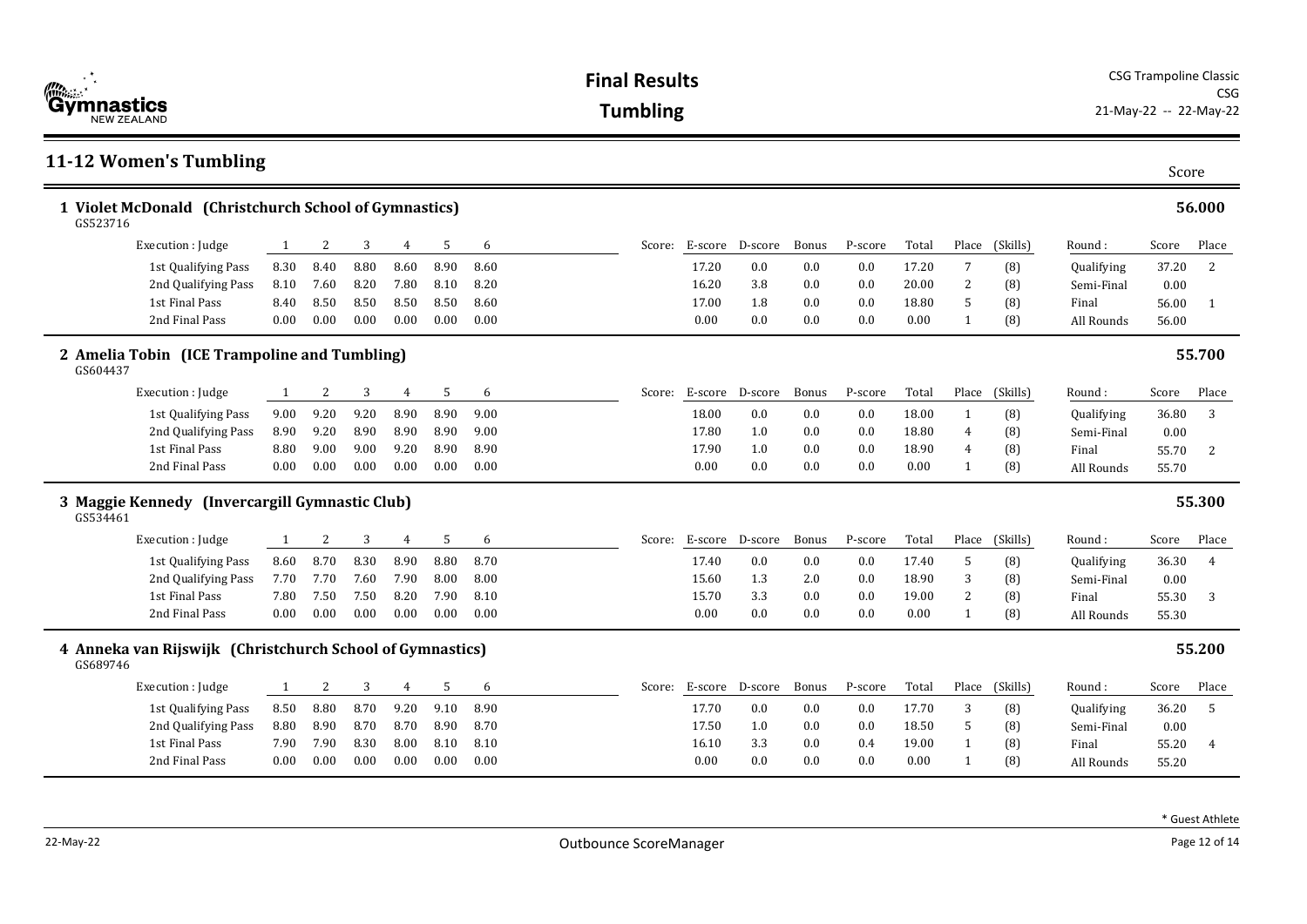# Final Results

## Tumbling

CSG Trampoline Classic
CSG
21-May-22 -- 22-May-22

## 11-12 Women's Tumbling

Score

### 1 Violet McDonald (Christchurch School of Gymnastics) — 56.000

GS523716

| Execution : Judge | 1 | 2 | 3 | 4 | 5 | 6 | Score: E-score | D-score | Bonus | P-score | Total | Place | (Skills) | Round : | Score | Place |
|---|---|---|---|---|---|---|---|---|---|---|---|---|---|---|---|---|
| 1st Qualifying Pass | 8.30 | 8.40 | 8.80 | 8.60 | 8.90 | 8.60 | 17.20 | 0.0 | 0.0 | 0.0 | 17.20 | 7 | (8) | Qualifying | 37.20 | 2 |
| 2nd Qualifying Pass | 8.10 | 7.60 | 8.20 | 7.80 | 8.10 | 8.20 | 16.20 | 3.8 | 0.0 | 0.0 | 20.00 | 2 | (8) | Semi-Final | 0.00 | |
| 1st Final Pass | 8.40 | 8.50 | 8.50 | 8.50 | 8.50 | 8.60 | 17.00 | 1.8 | 0.0 | 0.0 | 18.80 | 5 | (8) | Final | 56.00 | 1 |
| 2nd Final Pass | 0.00 | 0.00 | 0.00 | 0.00 | 0.00 | 0.00 | 0.00 | 0.0 | 0.0 | 0.0 | 0.00 | 1 | (8) | All Rounds | 56.00 | |

### 2 Amelia Tobin (ICE Trampoline and Tumbling) — 55.700

GS604437

| Execution : Judge | 1 | 2 | 3 | 4 | 5 | 6 | Score: E-score | D-score | Bonus | P-score | Total | Place | (Skills) | Round : | Score | Place |
|---|---|---|---|---|---|---|---|---|---|---|---|---|---|---|---|---|
| 1st Qualifying Pass | 9.00 | 9.20 | 9.20 | 8.90 | 8.90 | 9.00 | 18.00 | 0.0 | 0.0 | 0.0 | 18.00 | 1 | (8) | Qualifying | 36.80 | 3 |
| 2nd Qualifying Pass | 8.90 | 9.20 | 8.90 | 8.90 | 8.90 | 9.00 | 17.80 | 1.0 | 0.0 | 0.0 | 18.80 | 4 | (8) | Semi-Final | 0.00 | |
| 1st Final Pass | 8.80 | 9.00 | 9.00 | 9.20 | 8.90 | 8.90 | 17.90 | 1.0 | 0.0 | 0.0 | 18.90 | 4 | (8) | Final | 55.70 | 2 |
| 2nd Final Pass | 0.00 | 0.00 | 0.00 | 0.00 | 0.00 | 0.00 | 0.00 | 0.0 | 0.0 | 0.0 | 0.00 | 1 | (8) | All Rounds | 55.70 | |

### 3 Maggie Kennedy (Invercargill Gymnastic Club) — 55.300

GS534461

| Execution : Judge | 1 | 2 | 3 | 4 | 5 | 6 | Score: E-score | D-score | Bonus | P-score | Total | Place | (Skills) | Round : | Score | Place |
|---|---|---|---|---|---|---|---|---|---|---|---|---|---|---|---|---|
| 1st Qualifying Pass | 8.60 | 8.70 | 8.30 | 8.90 | 8.80 | 8.70 | 17.40 | 0.0 | 0.0 | 0.0 | 17.40 | 5 | (8) | Qualifying | 36.30 | 4 |
| 2nd Qualifying Pass | 7.70 | 7.70 | 7.60 | 7.90 | 8.00 | 8.00 | 15.60 | 1.3 | 2.0 | 0.0 | 18.90 | 3 | (8) | Semi-Final | 0.00 | |
| 1st Final Pass | 7.80 | 7.50 | 7.50 | 8.20 | 7.90 | 8.10 | 15.70 | 3.3 | 0.0 | 0.0 | 19.00 | 2 | (8) | Final | 55.30 | 3 |
| 2nd Final Pass | 0.00 | 0.00 | 0.00 | 0.00 | 0.00 | 0.00 | 0.00 | 0.0 | 0.0 | 0.0 | 0.00 | 1 | (8) | All Rounds | 55.30 | |

### 4 Anneka van Rijswijk (Christchurch School of Gymnastics) — 55.200

GS689746

| Execution : Judge | 1 | 2 | 3 | 4 | 5 | 6 | Score: E-score | D-score | Bonus | P-score | Total | Place | (Skills) | Round : | Score | Place |
|---|---|---|---|---|---|---|---|---|---|---|---|---|---|---|---|---|
| 1st Qualifying Pass | 8.50 | 8.80 | 8.70 | 9.20 | 9.10 | 8.90 | 17.70 | 0.0 | 0.0 | 0.0 | 17.70 | 3 | (8) | Qualifying | 36.20 | 5 |
| 2nd Qualifying Pass | 8.80 | 8.90 | 8.70 | 8.70 | 8.90 | 8.70 | 17.50 | 1.0 | 0.0 | 0.0 | 18.50 | 5 | (8) | Semi-Final | 0.00 | |
| 1st Final Pass | 7.90 | 7.90 | 8.30 | 8.00 | 8.10 | 8.10 | 16.10 | 3.3 | 0.0 | 0.4 | 19.00 | 1 | (8) | Final | 55.20 | 4 |
| 2nd Final Pass | 0.00 | 0.00 | 0.00 | 0.00 | 0.00 | 0.00 | 0.00 | 0.0 | 0.0 | 0.0 | 0.00 | 1 | (8) | All Rounds | 55.20 | |

* Guest Athlete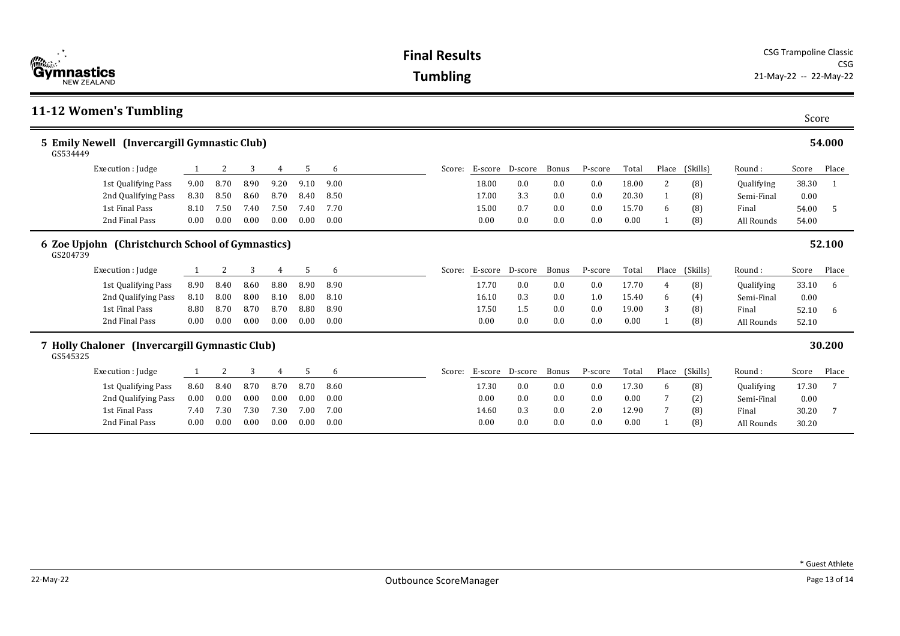# Final Results

## Tumbling

CSG Trampoline Classic
CSG
21-May-22 -- 22-May-22

## 11-12 Women's Tumbling

Score

### 5 Emily Newell (Invercargill Gymnastic Club) — 54.000

GS534449

| Execution : Judge | 1 | 2 | 3 | 4 | 5 | 6 | Score: E-score | D-score | Bonus | P-score | Total | Place | (Skills) | Round : | Score | Place |
|---|---|---|---|---|---|---|---|---|---|---|---|---|---|---|---|---|
| 1st Qualifying Pass | 9.00 | 8.70 | 8.90 | 9.20 | 9.10 | 9.00 | 18.00 | 0.0 | 0.0 | 0.0 | 18.00 | 2 | (8) | Qualifying | 38.30 | 1 |
| 2nd Qualifying Pass | 8.30 | 8.50 | 8.60 | 8.70 | 8.40 | 8.50 | 17.00 | 3.3 | 0.0 | 0.0 | 20.30 | 1 | (8) | Semi-Final | 0.00 | |
| 1st Final Pass | 8.10 | 7.50 | 7.40 | 7.50 | 7.40 | 7.70 | 15.00 | 0.7 | 0.0 | 0.0 | 15.70 | 6 | (8) | Final | 54.00 | 5 |
| 2nd Final Pass | 0.00 | 0.00 | 0.00 | 0.00 | 0.00 | 0.00 | 0.00 | 0.0 | 0.0 | 0.0 | 0.00 | 1 | (8) | All Rounds | 54.00 | |

### 6 Zoe Upjohn (Christchurch School of Gymnastics) — 52.100

GS204739

| Execution : Judge | 1 | 2 | 3 | 4 | 5 | 6 | Score: E-score | D-score | Bonus | P-score | Total | Place | (Skills) | Round : | Score | Place |
|---|---|---|---|---|---|---|---|---|---|---|---|---|---|---|---|---|
| 1st Qualifying Pass | 8.90 | 8.40 | 8.60 | 8.80 | 8.90 | 8.90 | 17.70 | 0.0 | 0.0 | 0.0 | 17.70 | 4 | (8) | Qualifying | 33.10 | 6 |
| 2nd Qualifying Pass | 8.10 | 8.00 | 8.00 | 8.10 | 8.00 | 8.10 | 16.10 | 0.3 | 0.0 | 1.0 | 15.40 | 6 | (4) | Semi-Final | 0.00 | |
| 1st Final Pass | 8.80 | 8.70 | 8.70 | 8.70 | 8.80 | 8.90 | 17.50 | 1.5 | 0.0 | 0.0 | 19.00 | 3 | (8) | Final | 52.10 | 6 |
| 2nd Final Pass | 0.00 | 0.00 | 0.00 | 0.00 | 0.00 | 0.00 | 0.00 | 0.0 | 0.0 | 0.0 | 0.00 | 1 | (8) | All Rounds | 52.10 | |

### 7 Holly Chaloner (Invercargill Gymnastic Club) — 30.200

GS545325

| Execution : Judge | 1 | 2 | 3 | 4 | 5 | 6 | Score: E-score | D-score | Bonus | P-score | Total | Place | (Skills) | Round : | Score | Place |
|---|---|---|---|---|---|---|---|---|---|---|---|---|---|---|---|---|
| 1st Qualifying Pass | 8.60 | 8.40 | 8.70 | 8.70 | 8.70 | 8.60 | 17.30 | 0.0 | 0.0 | 0.0 | 17.30 | 6 | (8) | Qualifying | 17.30 | 7 |
| 2nd Qualifying Pass | 0.00 | 0.00 | 0.00 | 0.00 | 0.00 | 0.00 | 0.00 | 0.0 | 0.0 | 0.0 | 0.00 | 7 | (2) | Semi-Final | 0.00 | |
| 1st Final Pass | 7.40 | 7.30 | 7.30 | 7.30 | 7.00 | 7.00 | 14.60 | 0.3 | 0.0 | 2.0 | 12.90 | 7 | (8) | Final | 30.20 | 7 |
| 2nd Final Pass | 0.00 | 0.00 | 0.00 | 0.00 | 0.00 | 0.00 | 0.00 | 0.0 | 0.0 | 0.0 | 0.00 | 1 | (8) | All Rounds | 30.20 | |

* Guest Athlete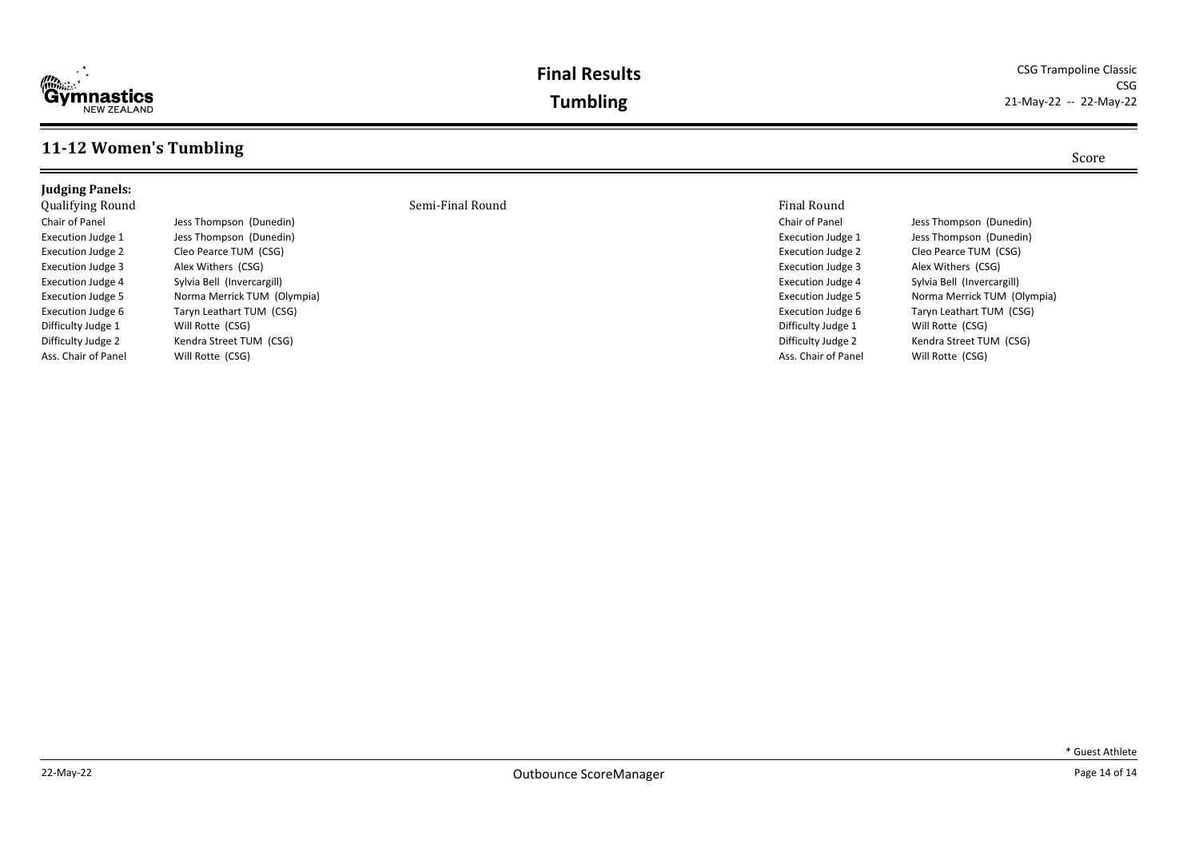# Final Results

## Tumbling

CSG Trampoline Classic
CSG
21-May-22 -- 22-May-22

## 11-12 Women's Tumbling

Score

**Judging Panels:**

| Qualifying Round | | Semi-Final Round | Final Round | |
|---|---|---|---|---|
| Chair of Panel | Jess Thompson (Dunedin) | | Chair of Panel | Jess Thompson (Dunedin) |
| Execution Judge 1 | Jess Thompson (Dunedin) | | Execution Judge 1 | Jess Thompson (Dunedin) |
| Execution Judge 2 | Cleo Pearce TUM (CSG) | | Execution Judge 2 | Cleo Pearce TUM (CSG) |
| Execution Judge 3 | Alex Withers (CSG) | | Execution Judge 3 | Alex Withers (CSG) |
| Execution Judge 4 | Sylvia Bell (Invercargill) | | Execution Judge 4 | Sylvia Bell (Invercargill) |
| Execution Judge 5 | Norma Merrick TUM (Olympia) | | Execution Judge 5 | Norma Merrick TUM (Olympia) |
| Execution Judge 6 | Taryn Leathart TUM (CSG) | | Execution Judge 6 | Taryn Leathart TUM (CSG) |
| Difficulty Judge 1 | Will Rotte (CSG) | | Difficulty Judge 1 | Will Rotte (CSG) |
| Difficulty Judge 2 | Kendra Street TUM (CSG) | | Difficulty Judge 2 | Kendra Street TUM (CSG) |
| Ass. Chair of Panel | Will Rotte (CSG) | | Ass. Chair of Panel | Will Rotte (CSG) |

* Guest Athlete